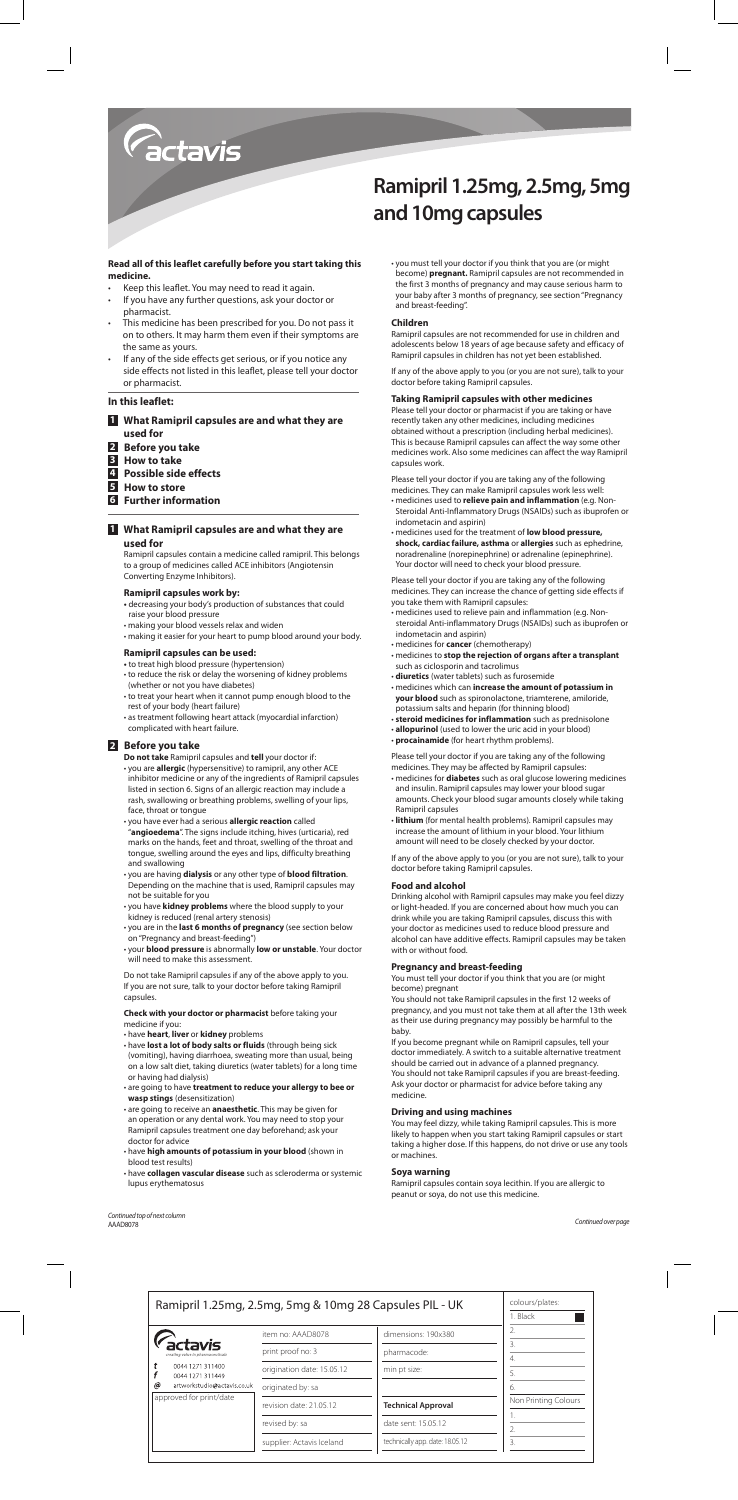# Ramipril 1.25mg, 2.5mg, 5mg and 10mg capsules

**Read all of this leaflet carefully before you start taking this medicine.**

- Keep this leaflet. You may need to read it again.
- If you have any further questions, ask your doctor or pharmacist.
- This medicine has been prescribed for you. Do not pass it on to others. It may harm them even if their symptoms are the same as yours.
- If any of the side effects get serious, or if you notice any side effects not listed in this leaflet, please tell your doctor or pharmacist.

**In this leaflet:**

1. **What Ramipril capsules are and what they are used for**
2. **Before you take**
3. **How to take**
4. **Possible side effects**
5. **How to store**
6. **Further information**

## 1 What Ramipril capsules are and what they are used for

Ramipril capsules contain a medicine called ramipril. This belongs to a group of medicines called ACE inhibitors (Angiotensin Converting Enzyme Inhibitors).

### Ramipril capsules work by:

- decreasing your body's production of substances that could raise your blood pressure
- making your blood vessels relax and widen
- making it easier for your heart to pump blood around your body.

### Ramipril capsules can be used:

- to treat high blood pressure (hypertension)
- to reduce the risk or delay the worsening of kidney problems (whether or not you have diabetes)
- to treat your heart when it cannot pump enough blood to the rest of your body (heart failure)
- as treatment following heart attack (myocardial infarction) complicated with heart failure.

## 2 Before you take

**Do not take** Ramipril capsules and **tell** your doctor if:

- you are **allergic** (hypersensitive) to ramipril, any other ACE inhibitor medicine or any of the ingredients of Ramipril capsules listed in section 6. Signs of an allergic reaction may include a rash, swallowing or breathing problems, swelling of your lips, face, throat or tongue
- you have ever had a serious **allergic reaction** called "**angioedema**". The signs include itching, hives (urticaria), red marks on the hands, feet and throat, swelling of the throat and tongue, swelling around the eyes and lips, difficulty breathing and swallowing
- you are having **dialysis** or any other type of **blood filtration**. Depending on the machine that is used, Ramipril capsules may not be suitable for you
- you have **kidney problems** where the blood supply to your kidney is reduced (renal artery stenosis)
- you are in the **last 6 months of pregnancy** (see section below on "Pregnancy and breast-feeding")
- your **blood pressure** is abnormally **low or unstable**. Your doctor will need to make this assessment.

Do not take Ramipril capsules if any of the above apply to you. If you are not sure, talk to your doctor before taking Ramipril capsules.

**Check with your doctor or pharmacist** before taking your medicine if you:

- have **heart**, **liver** or **kidney** problems
- have **lost a lot of body salts or fluids** (through being sick (vomiting), having diarrhoea, sweating more than usual, being on a low salt diet, taking diuretics (water tablets) for a long time or having had dialysis)
- are going to have **treatment to reduce your allergy to bee or wasp stings** (desensitization)
- are going to receive an **anaesthetic**. This may be given for an operation or any dental work. You may need to stop your Ramipril capsules treatment one day beforehand; ask your doctor for advice
- have **high amounts of potassium in your blood** (shown in blood test results)
- have **collagen vascular disease** such as scleroderma or systemic lupus erythematosus
- you must tell your doctor if you think that you are (or might become) **pregnant.** Ramipril capsules are not recommended in the first 3 months of pregnancy and may cause serious harm to your baby after 3 months of pregnancy, see section "Pregnancy and breast-feeding".

### Children

Ramipril capsules are not recommended for use in children and adolescents below 18 years of age because safety and efficacy of Ramipril capsules in children has not yet been established.

If any of the above apply to you (or you are not sure), talk to your doctor before taking Ramipril capsules.

### Taking Ramipril capsules with other medicines

Please tell your doctor or pharmacist if you are taking or have recently taken any other medicines, including medicines obtained without a prescription (including herbal medicines). This is because Ramipril capsules can affect the way some other medicines work. Also some medicines can affect the way Ramipril capsules work.

Please tell your doctor if you are taking any of the following medicines. They can make Ramipril capsules work less well:

- medicines used to **relieve pain and inflammation** (e.g. Non-Steroidal Anti-Inflammatory Drugs (NSAIDs) such as ibuprofen or indometacin and aspirin)
- medicines used for the treatment of **low blood pressure, shock, cardiac failure, asthma** or **allergies** such as ephedrine, noradrenaline (norepinephrine) or adrenaline (epinephrine). Your doctor will need to check your blood pressure.

Please tell your doctor if you are taking any of the following medicines. They can increase the chance of getting side effects if you take them with Ramipril capsules:

- medicines used to relieve pain and inflammation (e.g. Non-steroidal Anti-inflammatory Drugs (NSAIDs) such as ibuprofen or indometacin and aspirin)
- medicines for **cancer** (chemotherapy)
- medicines to **stop the rejection of organs after a transplant** such as ciclosporin and tacrolimus
- **diuretics** (water tablets) such as furosemide
- medicines which can **increase the amount of potassium in your blood** such as spironolactone, triamterene, amiloride, potassium salts and heparin (for thinning blood)
- **steroid medicines for inflammation** such as prednisolone
- **allopurinol** (used to lower the uric acid in your blood)
- **procainamide** (for heart rhythm problems).

Please tell your doctor if you are taking any of the following medicines. They may be affected by Ramipril capsules:

- medicines for **diabetes** such as oral glucose lowering medicines and insulin. Ramipril capsules may lower your blood sugar amounts. Check your blood sugar amounts closely while taking Ramipril capsules
- **lithium** (for mental health problems). Ramipril capsules may increase the amount of lithium in your blood. Your lithium amount will need to be closely checked by your doctor.

If any of the above apply to you (or you are not sure), talk to your doctor before taking Ramipril capsules.

### Food and alcohol

Drinking alcohol with Ramipril capsules may make you feel dizzy or light-headed. If you are concerned about how much you can drink while you are taking Ramipril capsules, discuss this with your doctor as medicines used to reduce blood pressure and alcohol can have additive effects. Ramipril capsules may be taken with or without food.

### Pregnancy and breast-feeding

You must tell your doctor if you think that you are (or might become) pregnant

You should not take Ramipril capsules in the first 12 weeks of pregnancy, and you must not take them at all after the 13th week as their use during pregnancy may possibly be harmful to the baby.

If you become pregnant while on Ramipril capsules, tell your doctor immediately. A switch to a suitable alternative treatment should be carried out in advance of a planned pregnancy. You should not take Ramipril capsules if you are breast-feeding. Ask your doctor or pharmacist for advice before taking any medicine.

### Driving and using machines

You may feel dizzy, while taking Ramipril capsules. This is more likely to happen when you start taking Ramipril capsules or start taking a higher dose. If this happens, do not drive or use any tools or machines.

### Soya warning

Ramipril capsules contain soya lecithin. If you are allergic to peanut or soya, do not use this medicine.

*Continued over page*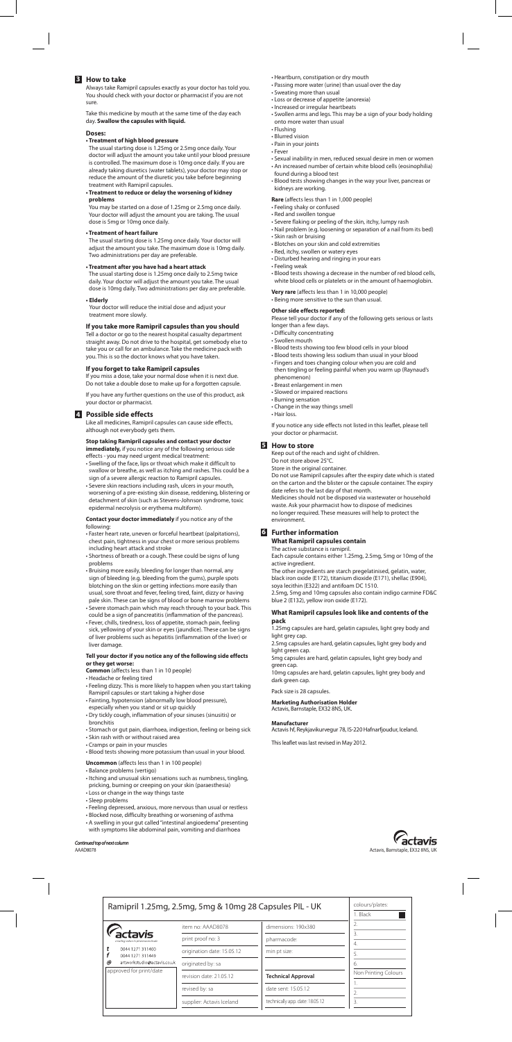## 3 How to take

Always take Ramipril capsules exactly as your doctor has told you. You should check with your doctor or pharmacist if you are not sure.

Take this medicine by mouth at the same time of the day each day. **Swallow the capsules with liquid.**

### Doses:

- **Treatment of high blood pressure**

  The usual starting dose is 1.25mg or 2.5mg once daily. Your doctor will adjust the amount you take until your blood pressure is controlled. The maximum dose is 10mg once daily. If you are already taking diuretics (water tablets), your doctor may stop or reduce the amount of the diuretic you take before beginning treatment with Ramipril capsules.

- **Treatment to reduce or delay the worsening of kidney problems**

  You may be started on a dose of 1.25mg or 2.5mg once daily. Your doctor will adjust the amount you are taking. The usual dose is 5mg or 10mg once daily.

- **Treatment of heart failure**

  The usual starting dose is 1.25mg once daily. Your doctor will adjust the amount you take. The maximum dose is 10mg daily. Two administrations per day are preferable.

- **Treatment after you have had a heart attack**

  The usual starting dose is 1.25mg once daily to 2.5mg twice daily. Your doctor will adjust the amount you take. The usual dose is 10mg daily. Two administrations per day are preferable.

- **Elderly**

  Your doctor will reduce the initial dose and adjust your treatment more slowly.

### If you take more Ramipril capsules than you should

Tell a doctor or go to the nearest hospital casualty department straight away. Do not drive to the hospital, get somebody else to take you or call for an ambulance. Take the medicine pack with you. This is so the doctor knows what you have taken.

### If you forget to take Ramipril capsules

If you miss a dose, take your normal dose when it is next due. Do not take a double dose to make up for a forgotten capsule.

If you have any further questions on the use of this product, ask your doctor or pharmacist.

## 4 Possible side effects

Like all medicines, Ramipril capsules can cause side effects, although not everybody gets them.

**Stop taking Ramipril capsules and contact your doctor immediately,** if you notice any of the following serious side effects - you may need urgent medical treatment:

- Swelling of the face, lips or throat which make it difficult to swallow or breathe, as well as itching and rashes. This could be a sign of a severe allergic reaction to Ramipril capsules.
- Severe skin reactions including rash, ulcers in your mouth, worsening of a pre-existing skin disease, reddening, blistering or detachment of skin (such as Stevens-Johnson syndrome, toxic epidermal necrolysis or erythema multiform).

**Contact your doctor immediately** if you notice any of the following:

- Faster heart rate, uneven or forceful heartbeat (palpitations), chest pain, tightness in your chest or more serious problems including heart attack and stroke
- Shortness of breath or a cough. These could be signs of lung problems
- Bruising more easily, bleeding for longer than normal, any sign of bleeding (e.g. bleeding from the gums), purple spots blotching on the skin or getting infections more easily than usual, sore throat and fever, feeling tired, faint, dizzy or having pale skin. These can be signs of blood or bone marrow problems
- Severe stomach pain which may reach through to your back. This could be a sign of pancreatitis (inflammation of the pancreas).
- Fever, chills, tiredness, loss of appetite, stomach pain, feeling sick, yellowing of your skin or eyes (jaundice). These can be signs of liver problems such as hepatitis (inflammation of the liver) or liver damage.

**Tell your doctor if you notice any of the following side effects or they get worse:**

**Common** (affects less than 1 in 10 people)

- Headache or feeling tired
- Feeling dizzy. This is more likely to happen when you start taking Ramipril capsules or start taking a higher dose
- Fainting, hypotension (abnormally low blood pressure), especially when you stand or sit up quickly
- Dry tickly cough, inflammation of your sinuses (sinusitis) or bronchitis
- Stomach or gut pain, diarrhoea, indigestion, feeling or being sick
- Skin rash with or without raised area
- Cramps or pain in your muscles
- Blood tests showing more potassium than usual in your blood.

**Uncommon** (affects less than 1 in 100 people)

- Balance problems (vertigo)
- Itching and unusual skin sensations such as numbness, tingling, pricking, burning or creeping on your skin (paraesthesia)
- Loss or change in the way things taste
- Sleep problems
- Feeling depressed, anxious, more nervous than usual or restless
- Blocked nose, difficulty breathing or worsening of asthma
- A swelling in your gut called "intestinal angioedema" presenting with symptoms like abdominal pain, vomiting and diarrhoea

*Continued top of next column*

- Heartburn, constipation or dry mouth
- Passing more water (urine) than usual over the day
- Sweating more than usual
- Loss or decrease of appetite (anorexia)
- Increased or irregular heartbeats
- Swollen arms and legs. This may be a sign of your body holding onto more water than usual
- Flushing
- Blurred vision
- Pain in your joints
- Fever
- Sexual inability in men, reduced sexual desire in men or women
- An increased number of certain white blood cells (eosinophilia) found during a blood test
- Blood tests showing changes in the way your liver, pancreas or kidneys are working.

**Rare** (affects less than 1 in 1,000 people)

- Feeling shaky or confused
- Red and swollen tongue
- Severe flaking or peeling of the skin, itchy, lumpy rash
- Nail problem (e.g. loosening or separation of a nail from its bed)
- Skin rash or bruising
- Blotches on your skin and cold extremities
- Red, itchy, swollen or watery eyes
- Disturbed hearing and ringing in your ears
- Feeling weak
- Blood tests showing a decrease in the number of red blood cells, white blood cells or platelets or in the amount of haemoglobin.

**Very rare** (affects less than 1 in 10,000 people)

- Being more sensitive to the sun than usual.

**Other side effects reported:**

Please tell your doctor if any of the following gets serious or lasts longer than a few days.

- Difficulty concentrating
- Swollen mouth
- Blood tests showing too few blood cells in your blood
- Blood tests showing less sodium than usual in your blood
- Fingers and toes changing colour when you are cold and then tingling or feeling painful when you warm up (Raynaud's phenomenon)
- Breast enlargement in men
- Slowed or impaired reactions
- Burning sensation
- Change in the way things smell
- Hair loss.

If you notice any side effects not listed in this leaflet, please tell your doctor or pharmacist.

## 5 How to store

Keep out of the reach and sight of children.
Do not store above 25°C.
Store in the original container.
Do not use Ramipril capsules after the expiry date which is stated on the carton and the blister or the capsule container. The expiry date refers to the last day of that month.
Medicines should not be disposed via wastewater or household waste. Ask your pharmacist how to dispose of medicines no longer required. These measures will help to protect the environment.

## 6 Further information

### What Ramipril capsules contain

The active substance is ramipril.
Each capsule contains either 1.25mg, 2.5mg, 5mg or 10mg of the active ingredient.
The other ingredients are starch pregelatinised, gelatin, water, black iron oxide (E172), titanium dioxide (E171), shellac (E904), soya lecithin (E322) and antifoam DC 1510.
2.5mg, 5mg and 10mg capsules also contain indigo carmine FD&C blue 2 (E132), yellow iron oxide (E172).

### What Ramipril capsules look like and contents of the pack

1.25mg capsules are hard, gelatin capsules, light grey body and light gray cap.
2.5mg capsules are hard, gelatin capsules, light grey body and light green cap.
5mg capsules are hard, gelatin capsules, light grey body and green cap.
10mg capsules are hard, gelatin capsules, light grey body and dark green cap.

Pack size is 28 capsules.

**Marketing Authorisation Holder**
Actavis, Barnstaple, EX32 8NS, UK.

**Manufacturer**
Actavis hf, Reykjavikurvegur 78, IS-220 Hafnarfjoudur, Iceland.

This leaflet was last revised in May 2012.

Actavis, Barnstaple, EX32 8NS, UK

AAAD8078

Ramipril 1.25mg, 2.5mg, 5mg & 10mg 28 Capsules PIL - UK

| | | | |
|---|---|---|---|
| actavis<br>t 0044 1271 311400<br>f 0044 1271 311449<br>@ artworkstudio@actavis.co.uk | item no: AAAD8078 | dimensions: 190x380 | colours/plates:<br>1. Black<br>2.<br>3.<br>4.<br>5.<br>6. |
| | print proof no: 3 | pharmacode: | |
| | origination date: 15.05.12 | min pt size: | |
| | originated by: sa | | |
| approved for print/date | revision date: 21.05.12 | **Technical Approval** | Non Printing Colours<br>1.<br>2.<br>3. |
| | revised by: sa | date sent: 15.05.12 | |
| | supplier: Actavis Iceland | technically app. date: 18.05.12 | |